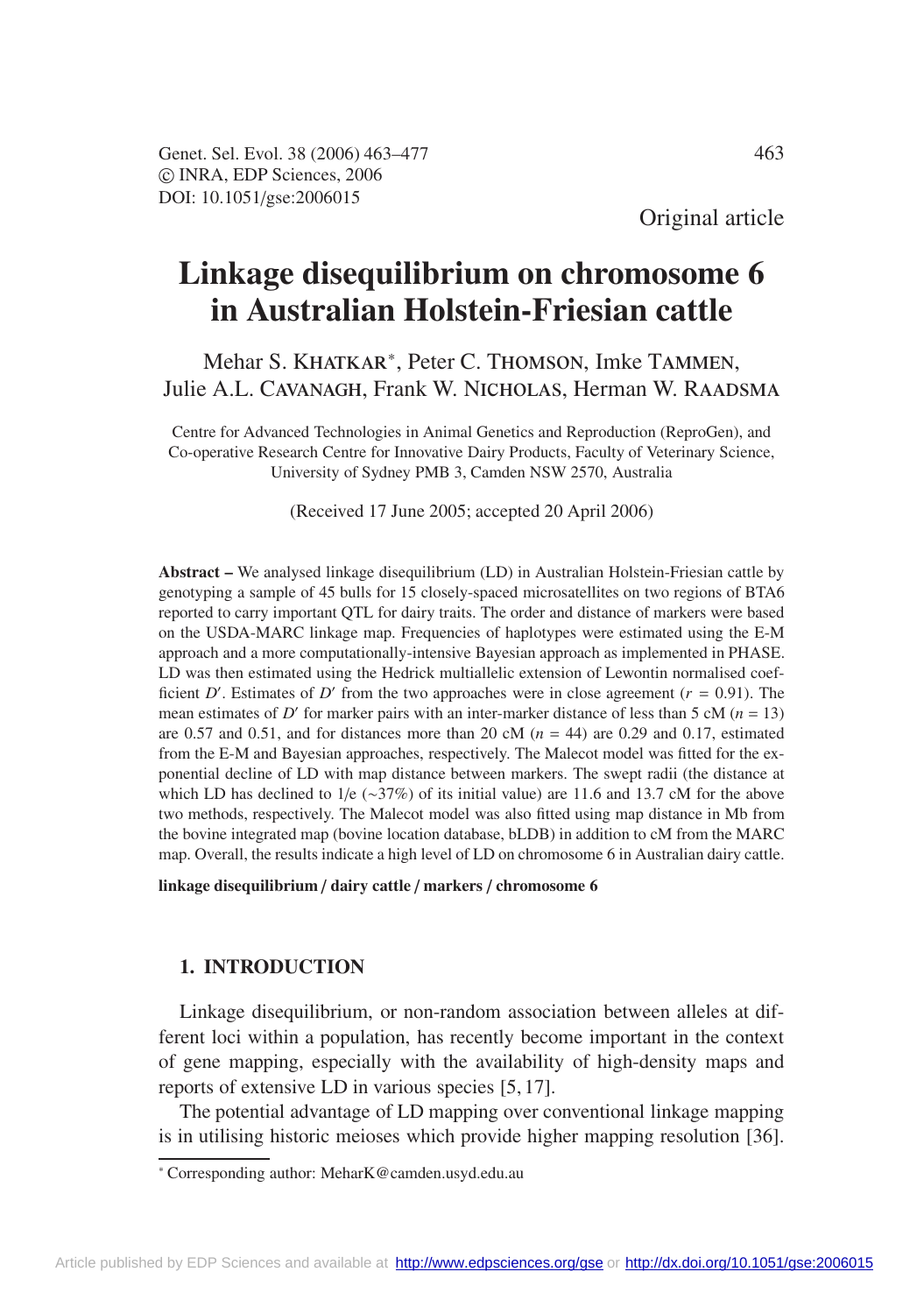Original article

# Linkage disequilibrium on chromosome 6 in Australian Holstein-Friesian cattle

Mehar S. KHATKAR*, Peter C. THOMSON, Imke TAMMEN, Julie A.L. CAVANAGH, Frank W. NICHOLAS, Herman W. RAADSMA

Centre for Advanced Technologies in Animal Genetics and Reproduction (ReproGen), and Co-operative Research Centre for Innovative Dairy Products, Faculty of Veterinary Science, University of Sydney PMB 3, Camden NSW 2570, Australia

(Received 17 June 2005; accepted 20 April 2006)

**Abstract –** We analysed linkage disequilibrium (LD) in Australian Holstein-Friesian cattle by genotyping a sample of 45 bulls for 15 closely-spaced microsatellites on two regions of BTA6 reported to carry important QTL for dairy traits. The order and distance of markers were based on the USDA-MARC linkage map. Frequencies of haplotypes were estimated using the E-M approach and a more computationally-intensive Bayesian approach as implemented in PHASE. LD was then estimated using the Hedrick multiallelic extension of Lewontin normalised coefficient $D'$. Estimates of $D'$ from the two approaches were in close agreement ($r = 0.91$). The mean estimates of $D'$ for marker pairs with an inter-marker distance of less than 5 cM ($n = 13$) are 0.57 and 0.51, and for distances more than 20 cM ($n = 44$) are 0.29 and 0.17, estimated from the E-M and Bayesian approaches, respectively. The Malecot model was fitted for the exponential decline of LD with map distance between markers. The swept radii (the distance at which LD has declined to 1/e (~37%) of its initial value) are 11.6 and 13.7 cM for the above two methods, respectively. The Malecot model was also fitted using map distance in Mb from the bovine integrated map (bovine location database, bLDB) in addition to cM from the MARC map. Overall, the results indicate a high level of LD on chromosome 6 in Australian dairy cattle.

**linkage disequilibrium / dairy cattle / markers / chromosome 6**

## 1. INTRODUCTION

Linkage disequilibrium, or non-random association between alleles at different loci within a population, has recently become important in the context of gene mapping, especially with the availability of high-density maps and reports of extensive LD in various species [5, 17].

The potential advantage of LD mapping over conventional linkage mapping is in utilising historic meioses which provide higher mapping resolution [36].

* Corresponding author: MeharK@camden.usyd.edu.au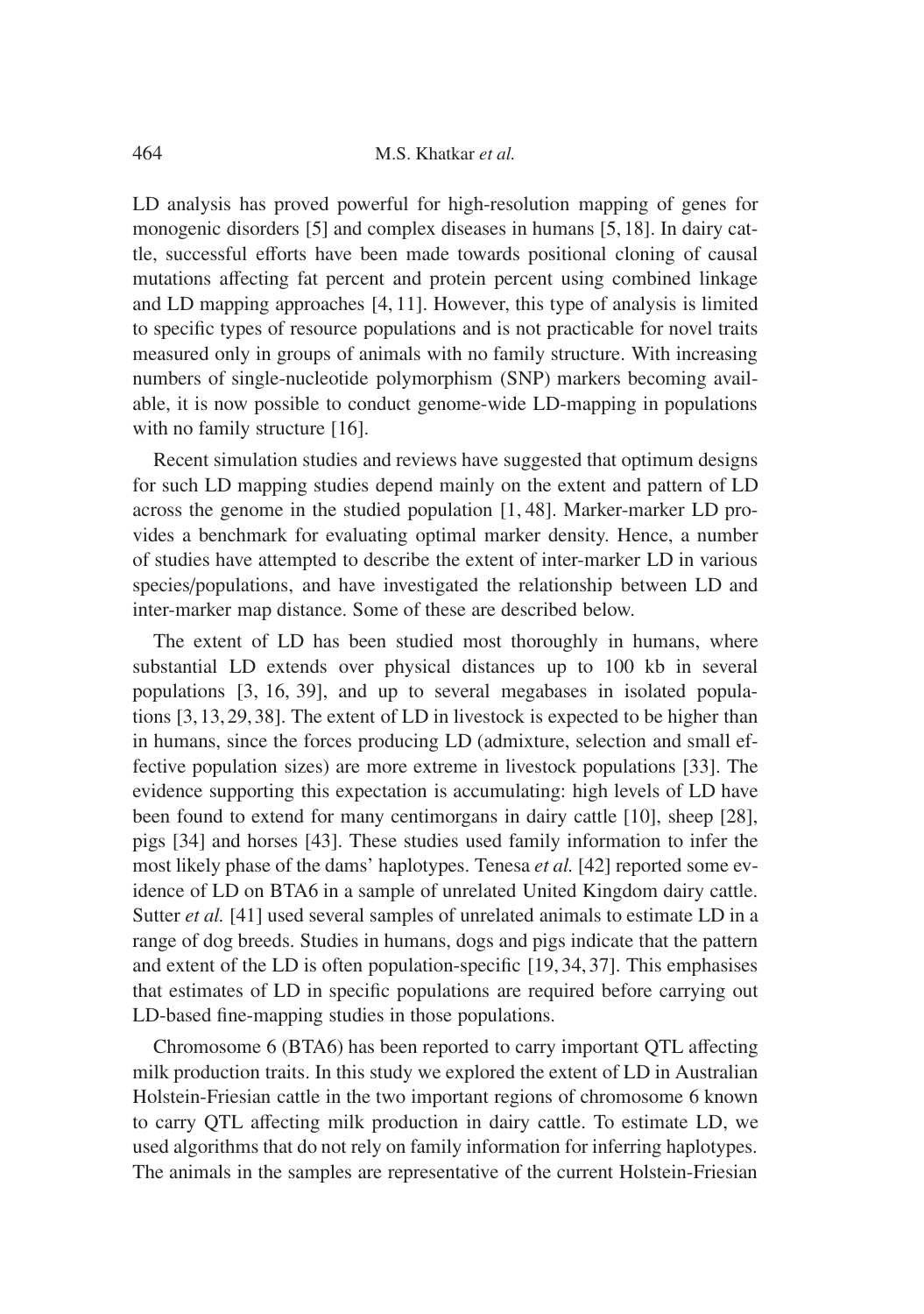LD analysis has proved powerful for high-resolution mapping of genes for monogenic disorders [5] and complex diseases in humans [5, 18]. In dairy cattle, successful efforts have been made towards positional cloning of causal mutations affecting fat percent and protein percent using combined linkage and LD mapping approaches [4, 11]. However, this type of analysis is limited to specific types of resource populations and is not practicable for novel traits measured only in groups of animals with no family structure. With increasing numbers of single-nucleotide polymorphism (SNP) markers becoming available, it is now possible to conduct genome-wide LD-mapping in populations with no family structure [16].

Recent simulation studies and reviews have suggested that optimum designs for such LD mapping studies depend mainly on the extent and pattern of LD across the genome in the studied population [1, 48]. Marker-marker LD provides a benchmark for evaluating optimal marker density. Hence, a number of studies have attempted to describe the extent of inter-marker LD in various species/populations, and have investigated the relationship between LD and inter-marker map distance. Some of these are described below.

The extent of LD has been studied most thoroughly in humans, where substantial LD extends over physical distances up to 100 kb in several populations [3, 16, 39], and up to several megabases in isolated populations [3, 13, 29, 38]. The extent of LD in livestock is expected to be higher than in humans, since the forces producing LD (admixture, selection and small effective population sizes) are more extreme in livestock populations [33]. The evidence supporting this expectation is accumulating: high levels of LD have been found to extend for many centimorgans in dairy cattle [10], sheep [28], pigs [34] and horses [43]. These studies used family information to infer the most likely phase of the dams' haplotypes. Tenesa *et al.* [42] reported some evidence of LD on BTA6 in a sample of unrelated United Kingdom dairy cattle. Sutter *et al.* [41] used several samples of unrelated animals to estimate LD in a range of dog breeds. Studies in humans, dogs and pigs indicate that the pattern and extent of the LD is often population-specific [19, 34, 37]. This emphasises that estimates of LD in specific populations are required before carrying out LD-based fine-mapping studies in those populations.

Chromosome 6 (BTA6) has been reported to carry important QTL affecting milk production traits. In this study we explored the extent of LD in Australian Holstein-Friesian cattle in the two important regions of chromosome 6 known to carry QTL affecting milk production in dairy cattle. To estimate LD, we used algorithms that do not rely on family information for inferring haplotypes. The animals in the samples are representative of the current Holstein-Friesian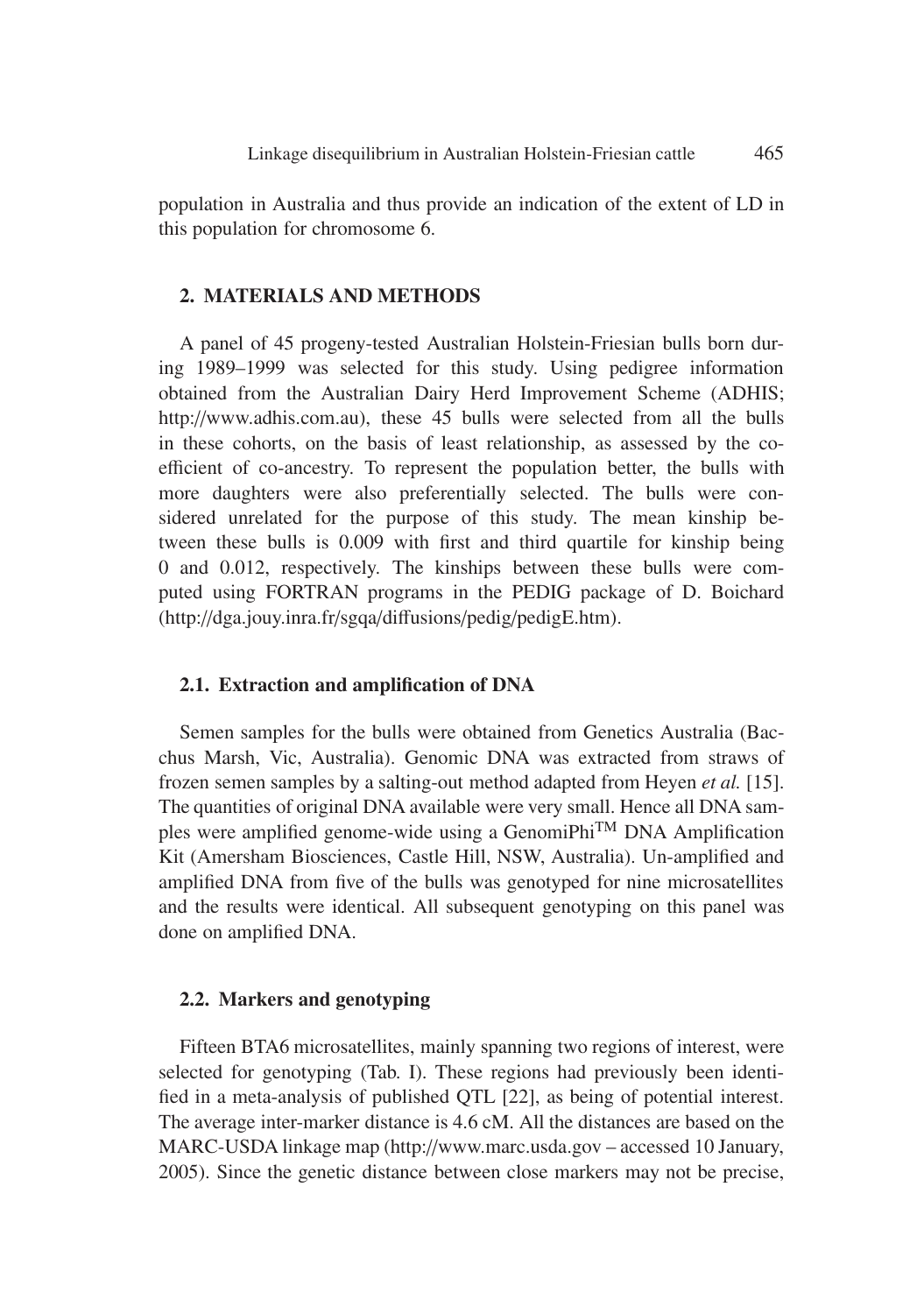population in Australia and thus provide an indication of the extent of LD in this population for chromosome 6.

## 2. MATERIALS AND METHODS

A panel of 45 progeny-tested Australian Holstein-Friesian bulls born during 1989–1999 was selected for this study. Using pedigree information obtained from the Australian Dairy Herd Improvement Scheme (ADHIS; http://www.adhis.com.au), these 45 bulls were selected from all the bulls in these cohorts, on the basis of least relationship, as assessed by the coefficient of co-ancestry. To represent the population better, the bulls with more daughters were also preferentially selected. The bulls were considered unrelated for the purpose of this study. The mean kinship between these bulls is 0.009 with first and third quartile for kinship being 0 and 0.012, respectively. The kinships between these bulls were computed using FORTRAN programs in the PEDIG package of D. Boichard (http://dga.jouy.inra.fr/sgqa/diffusions/pedig/pedigE.htm).

### 2.1. Extraction and amplification of DNA

Semen samples for the bulls were obtained from Genetics Australia (Bacchus Marsh, Vic, Australia). Genomic DNA was extracted from straws of frozen semen samples by a salting-out method adapted from Heyen *et al.* [15]. The quantities of original DNA available were very small. Hence all DNA samples were amplified genome-wide using a GenomiPhi™ DNA Amplification Kit (Amersham Biosciences, Castle Hill, NSW, Australia). Un-amplified and amplified DNA from five of the bulls was genotyped for nine microsatellites and the results were identical. All subsequent genotyping on this panel was done on amplified DNA.

### 2.2. Markers and genotyping

Fifteen BTA6 microsatellites, mainly spanning two regions of interest, were selected for genotyping (Tab. I). These regions had previously been identified in a meta-analysis of published QTL [22], as being of potential interest. The average inter-marker distance is 4.6 cM. All the distances are based on the MARC-USDA linkage map (http://www.marc.usda.gov – accessed 10 January, 2005). Since the genetic distance between close markers may not be precise,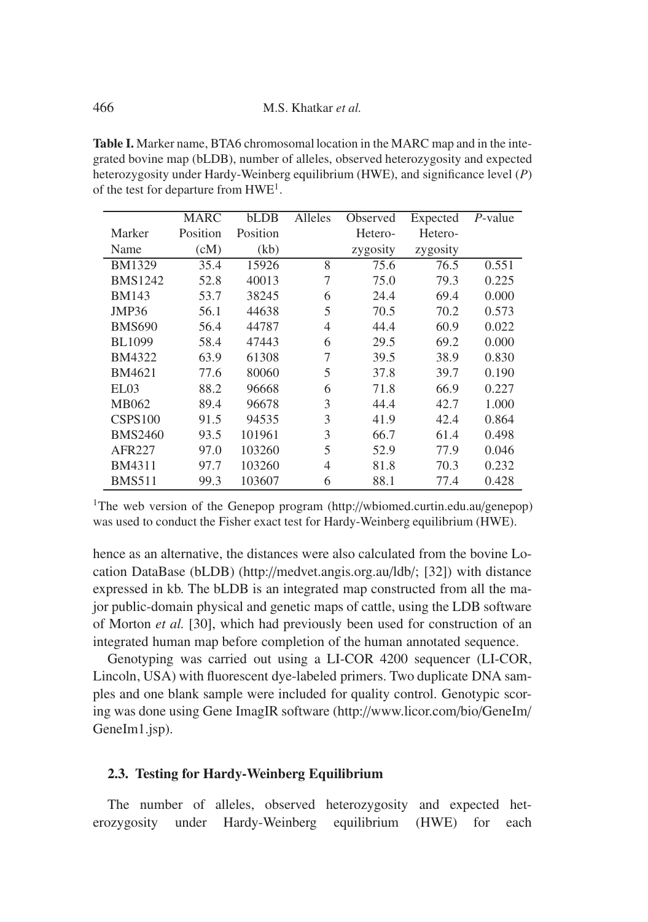**Table I.** Marker name, BTA6 chromosomal location in the MARC map and in the integrated bovine map (bLDB), number of alleles, observed heterozygosity and expected heterozygosity under Hardy-Weinberg equilibrium (HWE), and significance level (*P*) of the test for departure from HWE[1].

| Marker Name | MARC Position (cM) | bLDB Position (kb) | Alleles | Observed Hetero-zygosity | Expected Hetero-zygosity | *P*-value |
|---|---|---|---|---|---|---|
| BM1329 | 35.4 | 15926 | 8 | 75.6 | 76.5 | 0.551 |
| BMS1242 | 52.8 | 40013 | 7 | 75.0 | 79.3 | 0.225 |
| BM143 | 53.7 | 38245 | 6 | 24.4 | 69.4 | 0.000 |
| JMP36 | 56.1 | 44638 | 5 | 70.5 | 70.2 | 0.573 |
| BMS690 | 56.4 | 44787 | 4 | 44.4 | 60.9 | 0.022 |
| BL1099 | 58.4 | 47443 | 6 | 29.5 | 69.2 | 0.000 |
| BM4322 | 63.9 | 61308 | 7 | 39.5 | 38.9 | 0.830 |
| BM4621 | 77.6 | 80060 | 5 | 37.8 | 39.7 | 0.190 |
| EL03 | 88.2 | 96668 | 6 | 71.8 | 66.9 | 0.227 |
| MB062 | 89.4 | 96678 | 3 | 44.4 | 42.7 | 1.000 |
| CSPS100 | 91.5 | 94535 | 3 | 41.9 | 42.4 | 0.864 |
| BMS2460 | 93.5 | 101961 | 3 | 66.7 | 61.4 | 0.498 |
| AFR227 | 97.0 | 103260 | 5 | 52.9 | 77.9 | 0.046 |
| BM4311 | 97.7 | 103260 | 4 | 81.8 | 70.3 | 0.232 |
| BMS511 | 99.3 | 103607 | 6 | 88.1 | 77.4 | 0.428 |

[1]The web version of the Genepop program (http://wbiomed.curtin.edu.au/genepop) was used to conduct the Fisher exact test for Hardy-Weinberg equilibrium (HWE).

hence as an alternative, the distances were also calculated from the bovine Location DataBase (bLDB) (http://medvet.angis.org.au/ldb/; [32]) with distance expressed in kb. The bLDB is an integrated map constructed from all the major public-domain physical and genetic maps of cattle, using the LDB software of Morton *et al.* [30], which had previously been used for construction of an integrated human map before completion of the human annotated sequence.

Genotyping was carried out using a LI-COR 4200 sequencer (LI-COR, Lincoln, USA) with fluorescent dye-labeled primers. Two duplicate DNA samples and one blank sample were included for quality control. Genotypic scoring was done using Gene ImagIR software (http://www.licor.com/bio/GeneIm/GeneIm1.jsp).

### 2.3. Testing for Hardy-Weinberg Equilibrium

The number of alleles, observed heterozygosity and expected heterozygosity under Hardy-Weinberg equilibrium (HWE) for each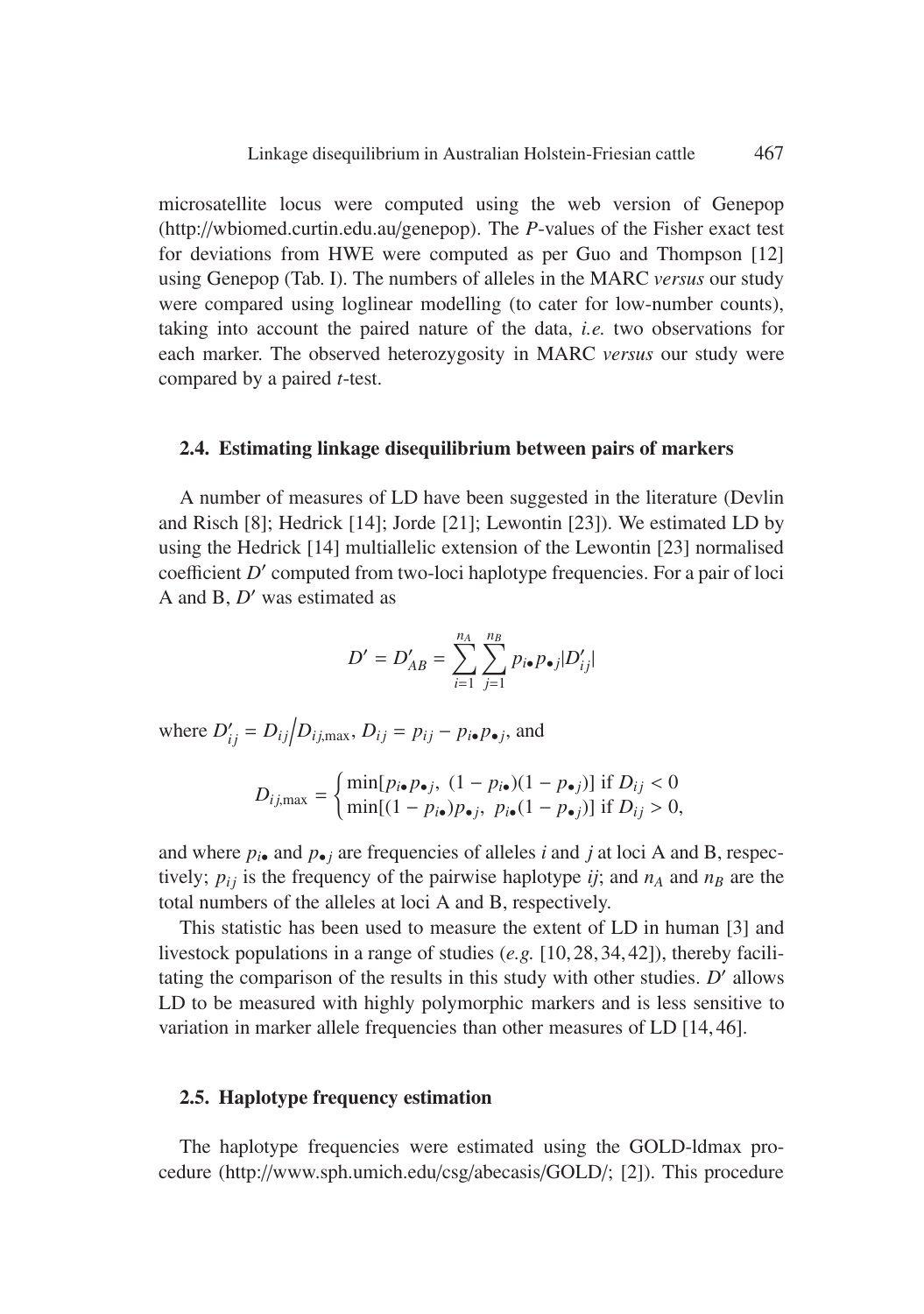microsatellite locus were computed using the web version of Genepop (http://wbiomed.curtin.edu.au/genepop). The *P*-values of the Fisher exact test for deviations from HWE were computed as per Guo and Thompson [12] using Genepop (Tab. I). The numbers of alleles in the MARC *versus* our study were compared using loglinear modelling (to cater for low-number counts), taking into account the paired nature of the data, *i.e.* two observations for each marker. The observed heterozygosity in MARC *versus* our study were compared by a paired *t*-test.

### 2.4. Estimating linkage disequilibrium between pairs of markers

A number of measures of LD have been suggested in the literature (Devlin and Risch [8]; Hedrick [14]; Jorde [21]; Lewontin [23]). We estimated LD by using the Hedrick [14] multiallelic extension of the Lewontin [23] normalised coefficient $D'$ computed from two-loci haplotype frequencies. For a pair of loci A and B, $D'$ was estimated as

$$D' = D'_{AB} = \sum_{i=1}^{n_A} \sum_{j=1}^{n_B} p_{i\bullet} p_{\bullet j} |D'_{ij}|$$

where $D'_{ij} = D_{ij} \big/ D_{ij,\max}$, $D_{ij} = p_{ij} - p_{i\bullet} p_{\bullet j}$, and

$$D_{ij,\max} = \begin{cases} \min[p_{i\bullet} p_{\bullet j},\ (1 - p_{i\bullet})(1 - p_{\bullet j})] \text{ if } D_{ij} < 0 \\ \min[(1 - p_{i\bullet}) p_{\bullet j},\ p_{i\bullet}(1 - p_{\bullet j})] \text{ if } D_{ij} > 0, \end{cases}$$

and where $p_{i\bullet}$ and $p_{\bullet j}$ are frequencies of alleles $i$ and $j$ at loci A and B, respectively; $p_{ij}$ is the frequency of the pairwise haplotype *ij*; and $n_A$ and $n_B$ are the total numbers of the alleles at loci A and B, respectively.

This statistic has been used to measure the extent of LD in human [3] and livestock populations in a range of studies (*e.g.* [10, 28, 34, 42]), thereby facilitating the comparison of the results in this study with other studies. $D'$ allows LD to be measured with highly polymorphic markers and is less sensitive to variation in marker allele frequencies than other measures of LD [14, 46].

### 2.5. Haplotype frequency estimation

The haplotype frequencies were estimated using the GOLD-ldmax procedure (http://www.sph.umich.edu/csg/abecasis/GOLD/; [2]). This procedure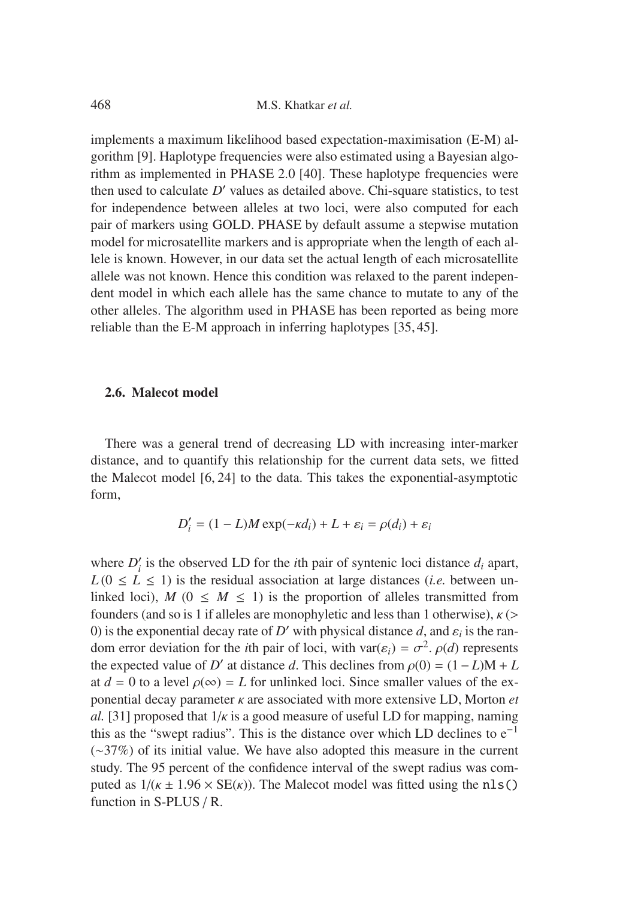implements a maximum likelihood based expectation-maximisation (E-M) algorithm [9]. Haplotype frequencies were also estimated using a Bayesian algorithm as implemented in PHASE 2.0 [40]. These haplotype frequencies were then used to calculate $D'$ values as detailed above. Chi-square statistics, to test for independence between alleles at two loci, were also computed for each pair of markers using GOLD. PHASE by default assume a stepwise mutation model for microsatellite markers and is appropriate when the length of each allele is known. However, in our data set the actual length of each microsatellite allele was not known. Hence this condition was relaxed to the parent independent model in which each allele has the same chance to mutate to any of the other alleles. The algorithm used in PHASE has been reported as being more reliable than the E-M approach in inferring haplotypes [35, 45].

### 2.6. Malecot model

There was a general trend of decreasing LD with increasing inter-marker distance, and to quantify this relationship for the current data sets, we fitted the Malecot model [6, 24] to the data. This takes the exponential-asymptotic form,

$$D'_i = (1 - L)M \exp(-\kappa d_i) + L + \varepsilon_i = \rho(d_i) + \varepsilon_i$$

where $D'_i$ is the observed LD for the $i$th pair of syntenic loci distance $d_i$ apart, $L\,(0 \leq L \leq 1)$ is the residual association at large distances (*i.e.* between unlinked loci), $M$ $(0 \leq M \leq 1)$ is the proportion of alleles transmitted from founders (and so is 1 if alleles are monophyletic and less than 1 otherwise), $\kappa$ $(> 0)$ is the exponential decay rate of $D'$ with physical distance $d$, and $\varepsilon_i$ is the random error deviation for the $i$th pair of loci, with $\text{var}(\varepsilon_i) = \sigma^2$. $\rho(d)$ represents the expected value of $D'$ at distance $d$. This declines from $\rho(0) = (1 - L)\text{M} + L$ at $d = 0$ to a level $\rho(\infty) = L$ for unlinked loci. Since smaller values of the exponential decay parameter $\kappa$ are associated with more extensive LD, Morton *et al.* [31] proposed that $1/\kappa$ is a good measure of useful LD for mapping, naming this as the "swept radius". This is the distance over which LD declines to $\text{e}^{-1}$ ($\sim$37%) of its initial value. We have also adopted this measure in the current study. The 95 percent of the confidence interval of the swept radius was computed as $1/(\kappa \pm 1.96 \times \text{SE}(\kappa))$. The Malecot model was fitted using the `nls()` function in S-PLUS / R.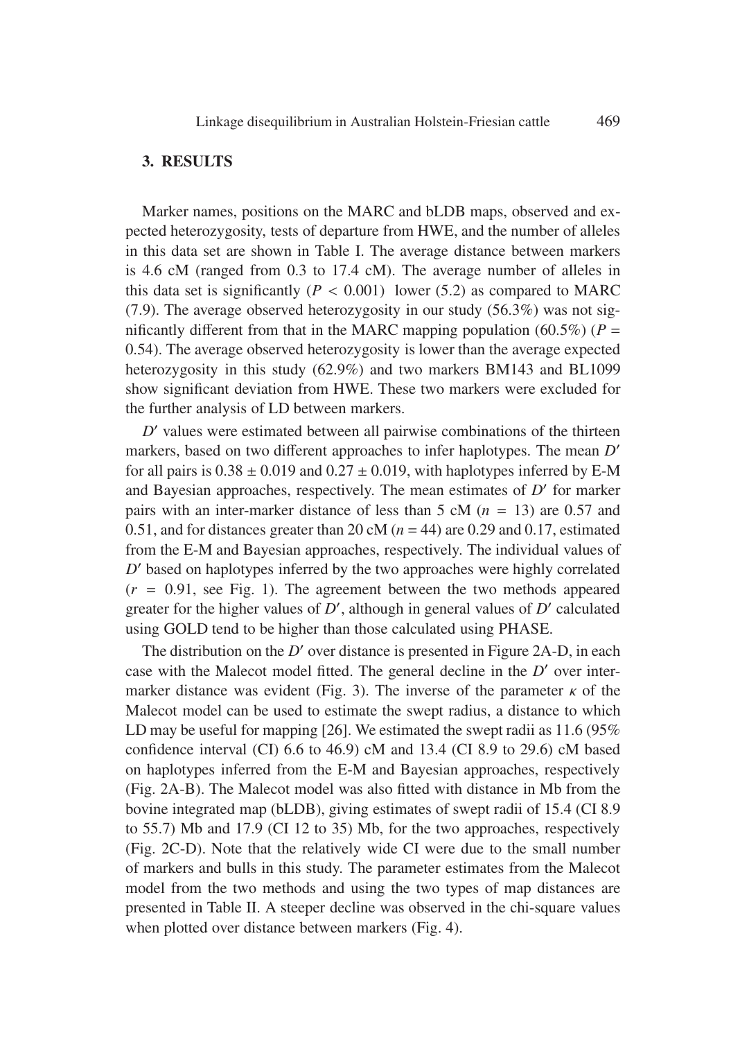## 3. RESULTS

Marker names, positions on the MARC and bLDB maps, observed and expected heterozygosity, tests of departure from HWE, and the number of alleles in this data set are shown in Table I. The average distance between markers is 4.6 cM (ranged from 0.3 to 17.4 cM). The average number of alleles in this data set is significantly ($P < 0.001$) lower (5.2) as compared to MARC (7.9). The average observed heterozygosity in our study (56.3%) was not significantly different from that in the MARC mapping population (60.5%) ($P = 0.54$). The average observed heterozygosity is lower than the average expected heterozygosity in this study (62.9%) and two markers BM143 and BL1099 show significant deviation from HWE. These two markers were excluded for the further analysis of LD between markers.

$D'$ values were estimated between all pairwise combinations of the thirteen markers, based on two different approaches to infer haplotypes. The mean $D'$ for all pairs is $0.38 \pm 0.019$ and $0.27 \pm 0.019$, with haplotypes inferred by E-M and Bayesian approaches, respectively. The mean estimates of $D'$ for marker pairs with an inter-marker distance of less than 5 cM ($n = 13$) are 0.57 and 0.51, and for distances greater than 20 cM ($n = 44$) are 0.29 and 0.17, estimated from the E-M and Bayesian approaches, respectively. The individual values of $D'$ based on haplotypes inferred by the two approaches were highly correlated ($r = 0.91$, see Fig. 1). The agreement between the two methods appeared greater for the higher values of $D'$, although in general values of $D'$ calculated using GOLD tend to be higher than those calculated using PHASE.

The distribution on the $D'$ over distance is presented in Figure 2A-D, in each case with the Malecot model fitted. The general decline in the $D'$ over inter-marker distance was evident (Fig. 3). The inverse of the parameter $\kappa$ of the Malecot model can be used to estimate the swept radius, a distance to which LD may be useful for mapping [26]. We estimated the swept radii as 11.6 (95% confidence interval (CI) 6.6 to 46.9) cM and 13.4 (CI 8.9 to 29.6) cM based on haplotypes inferred from the E-M and Bayesian approaches, respectively (Fig. 2A-B). The Malecot model was also fitted with distance in Mb from the bovine integrated map (bLDB), giving estimates of swept radii of 15.4 (CI 8.9 to 55.7) Mb and 17.9 (CI 12 to 35) Mb, for the two approaches, respectively (Fig. 2C-D). Note that the relatively wide CI were due to the small number of markers and bulls in this study. The parameter estimates from the Malecot model from the two methods and using the two types of map distances are presented in Table II. A steeper decline was observed in the chi-square values when plotted over distance between markers (Fig. 4).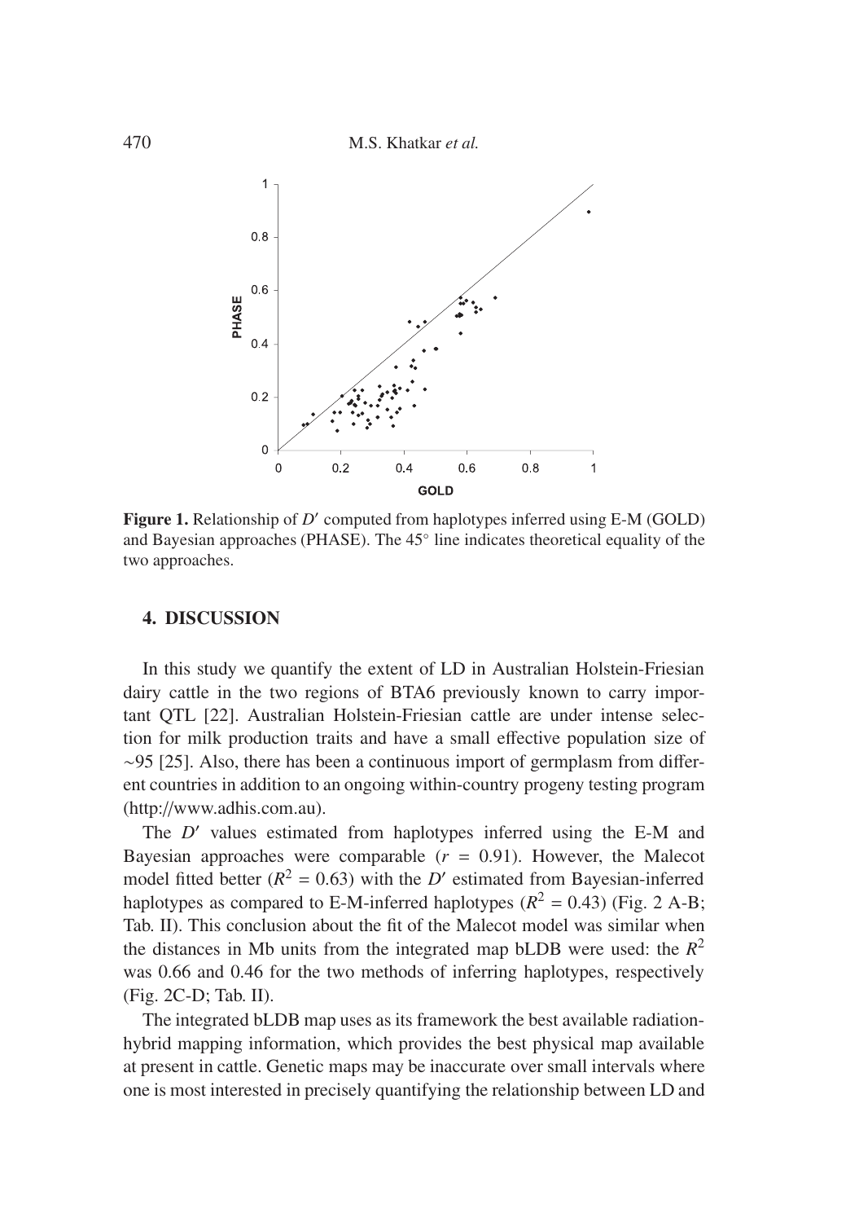**Figure 1.** Relationship of $D'$ computed from haplotypes inferred using E-M (GOLD) and Bayesian approaches (PHASE). The 45° line indicates theoretical equality of the two approaches.

## 4. DISCUSSION

In this study we quantify the extent of LD in Australian Holstein-Friesian dairy cattle in the two regions of BTA6 previously known to carry important QTL [22]. Australian Holstein-Friesian cattle are under intense selection for milk production traits and have a small effective population size of ~95 [25]. Also, there has been a continuous import of germplasm from different countries in addition to an ongoing within-country progeny testing program (http://www.adhis.com.au).

The $D'$ values estimated from haplotypes inferred using the E-M and Bayesian approaches were comparable ($r = 0.91$). However, the Malecot model fitted better ($R^2 = 0.63$) with the $D'$ estimated from Bayesian-inferred haplotypes as compared to E-M-inferred haplotypes ($R^2 = 0.43$) (Fig. 2 A-B; Tab. II). This conclusion about the fit of the Malecot model was similar when the distances in Mb units from the integrated map bLDB were used: the $R^2$ was 0.66 and 0.46 for the two methods of inferring haplotypes, respectively (Fig. 2C-D; Tab. II).

The integrated bLDB map uses as its framework the best available radiation-hybrid mapping information, which provides the best physical map available at present in cattle. Genetic maps may be inaccurate over small intervals where one is most interested in precisely quantifying the relationship between LD and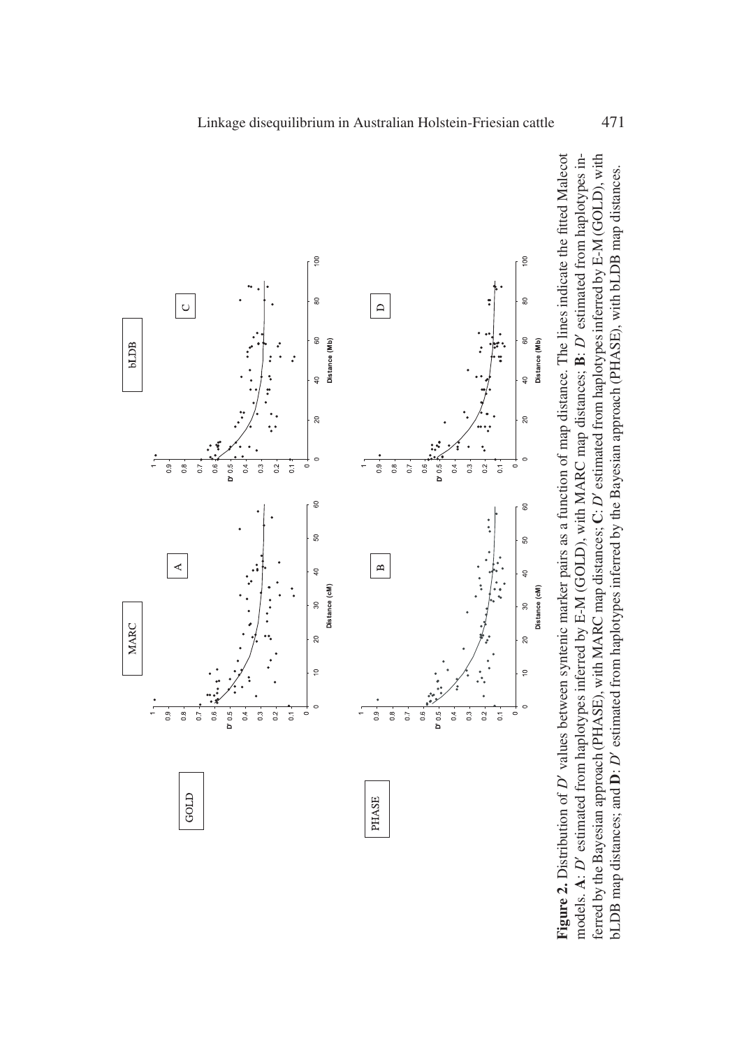**Figure 2.** Distribution of $D'$ values between syntenic marker pairs as a function of map distance. The lines indicate the fitted Malecot models. **A**: $D'$ estimated from haplotypes inferred by E-M (GOLD), with MARC map distances; **B**: $D'$ estimated from haplotypes inferred by the Bayesian approach (PHASE), with MARC map distances; **C**: $D'$ estimated from haplotypes inferred by E-M (GOLD), with bLDB map distances; and **D**: $D'$ estimated from haplotypes inferred by the Bayesian approach (PHASE), with bLDB map distances.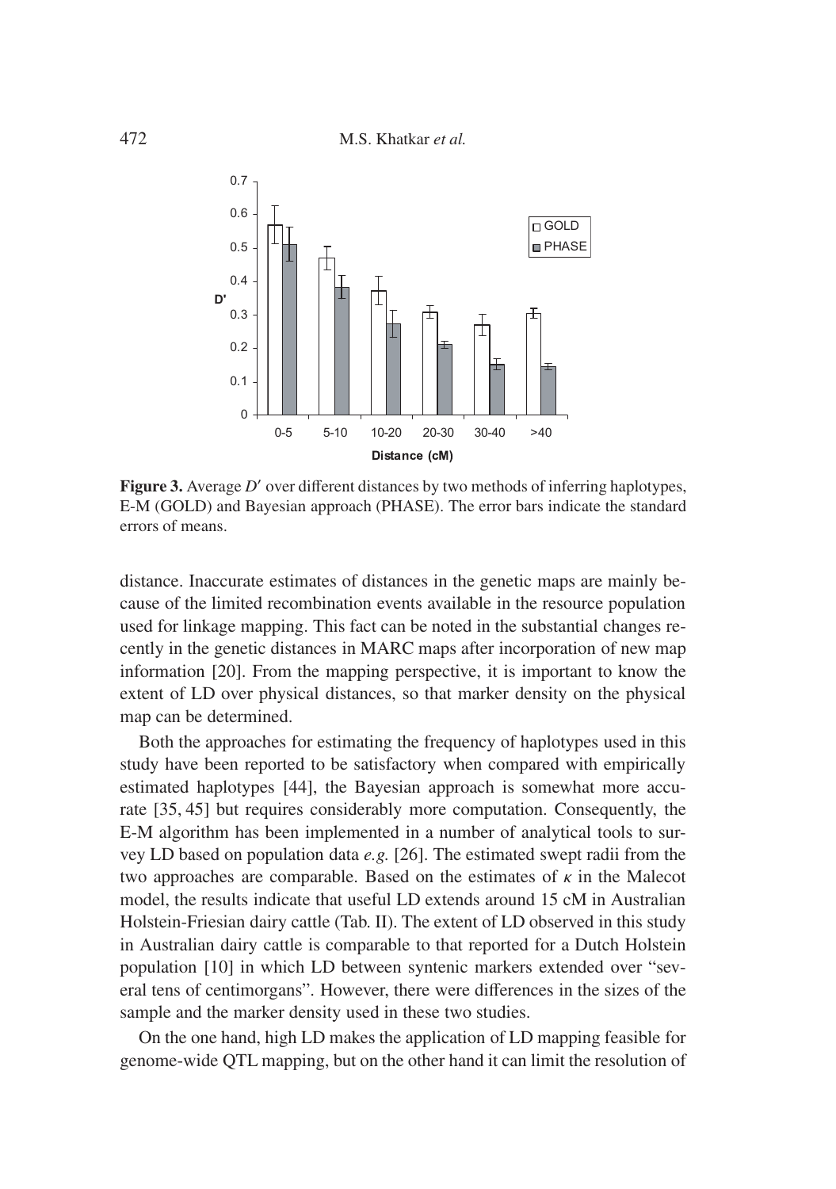**Figure 3.** Average $D'$ over different distances by two methods of inferring haplotypes, E-M (GOLD) and Bayesian approach (PHASE). The error bars indicate the standard errors of means.

distance. Inaccurate estimates of distances in the genetic maps are mainly because of the limited recombination events available in the resource population used for linkage mapping. This fact can be noted in the substantial changes recently in the genetic distances in MARC maps after incorporation of new map information [20]. From the mapping perspective, it is important to know the extent of LD over physical distances, so that marker density on the physical map can be determined.

Both the approaches for estimating the frequency of haplotypes used in this study have been reported to be satisfactory when compared with empirically estimated haplotypes [44], the Bayesian approach is somewhat more accurate [35, 45] but requires considerably more computation. Consequently, the E-M algorithm has been implemented in a number of analytical tools to survey LD based on population data *e.g.* [26]. The estimated swept radii from the two approaches are comparable. Based on the estimates of $\kappa$ in the Malecot model, the results indicate that useful LD extends around 15 cM in Australian Holstein-Friesian dairy cattle (Tab. II). The extent of LD observed in this study in Australian dairy cattle is comparable to that reported for a Dutch Holstein population [10] in which LD between syntenic markers extended over "several tens of centimorgans". However, there were differences in the sizes of the sample and the marker density used in these two studies.

On the one hand, high LD makes the application of LD mapping feasible for genome-wide QTL mapping, but on the other hand it can limit the resolution of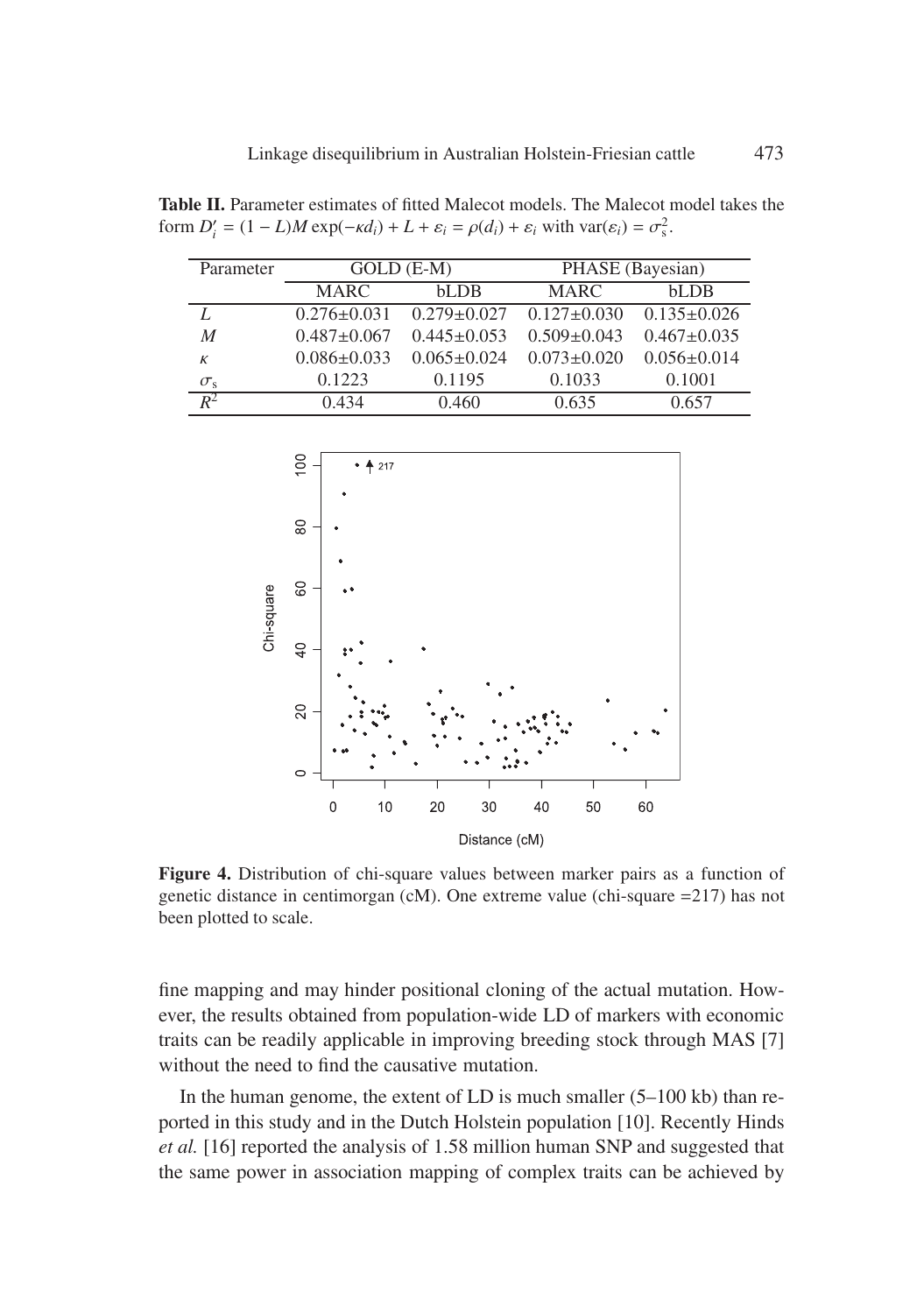**Table II.** Parameter estimates of fitted Malecot models. The Malecot model takes the form $D'_i = (1 - L)M \exp(-\kappa d_i) + L + \varepsilon_i = \rho(d_i) + \varepsilon_i$ with $\mathrm{var}(\varepsilon_i) = \sigma_s^2$.

| Parameter | GOLD (E-M) | | PHASE (Bayesian) | |
|---|---|---|---|---|
| | MARC | bLDB | MARC | bLDB |
| $L$ | 0.276±0.031 | 0.279±0.027 | 0.127±0.030 | 0.135±0.026 |
| $M$ | 0.487±0.067 | 0.445±0.053 | 0.509±0.043 | 0.467±0.035 |
| $\kappa$ | 0.086±0.033 | 0.065±0.024 | 0.073±0.020 | 0.056±0.014 |
| $\sigma_s$ | 0.1223 | 0.1195 | 0.1033 | 0.1001 |
| $R^2$ | 0.434 | 0.460 | 0.635 | 0.657 |

**Figure 4.** Distribution of chi-square values between marker pairs as a function of genetic distance in centimorgan (cM). One extreme value (chi-square =217) has not been plotted to scale.

fine mapping and may hinder positional cloning of the actual mutation. However, the results obtained from population-wide LD of markers with economic traits can be readily applicable in improving breeding stock through MAS [7] without the need to find the causative mutation.

In the human genome, the extent of LD is much smaller (5–100 kb) than reported in this study and in the Dutch Holstein population [10]. Recently Hinds *et al.* [16] reported the analysis of 1.58 million human SNP and suggested that the same power in association mapping of complex traits can be achieved by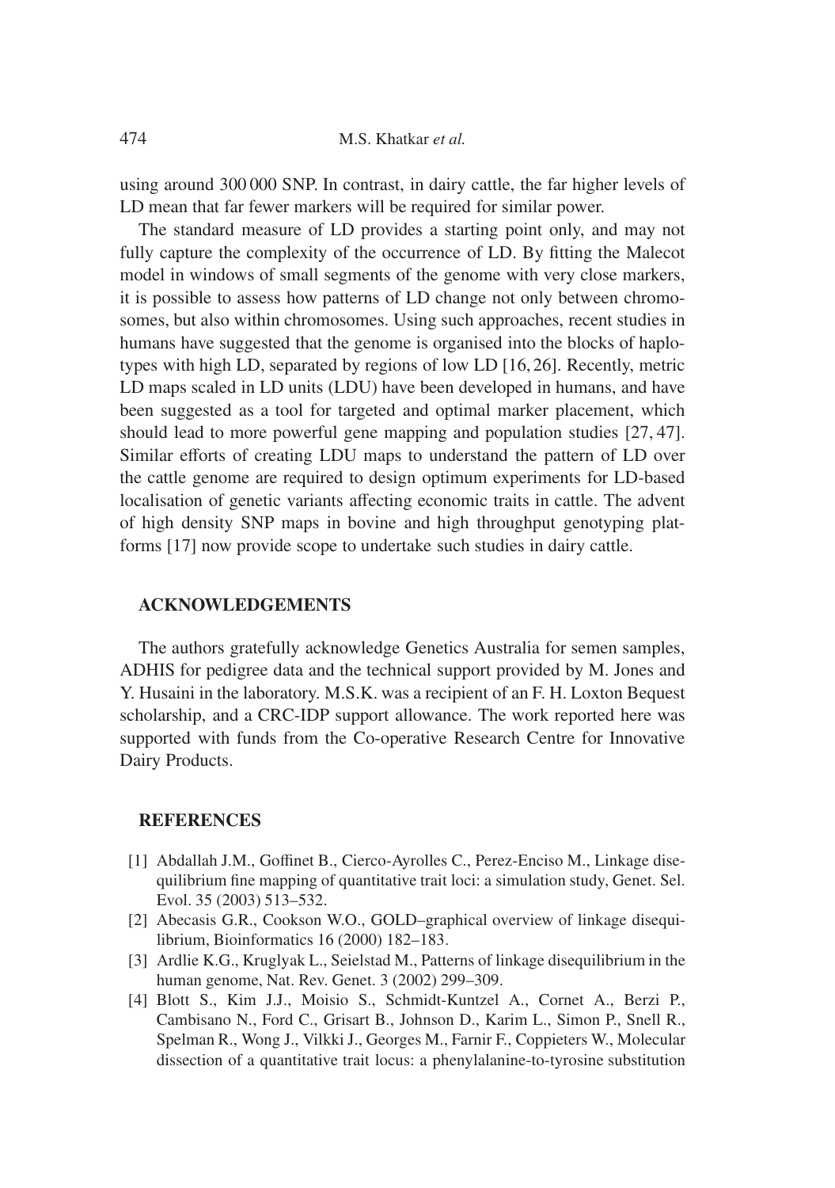using around 300 000 SNP. In contrast, in dairy cattle, the far higher levels of LD mean that far fewer markers will be required for similar power.

The standard measure of LD provides a starting point only, and may not fully capture the complexity of the occurrence of LD. By fitting the Malecot model in windows of small segments of the genome with very close markers, it is possible to assess how patterns of LD change not only between chromosomes, but also within chromosomes. Using such approaches, recent studies in humans have suggested that the genome is organised into the blocks of haplotypes with high LD, separated by regions of low LD [16, 26]. Recently, metric LD maps scaled in LD units (LDU) have been developed in humans, and have been suggested as a tool for targeted and optimal marker placement, which should lead to more powerful gene mapping and population studies [27, 47]. Similar efforts of creating LDU maps to understand the pattern of LD over the cattle genome are required to design optimum experiments for LD-based localisation of genetic variants affecting economic traits in cattle. The advent of high density SNP maps in bovine and high throughput genotyping platforms [17] now provide scope to undertake such studies in dairy cattle.

## ACKNOWLEDGEMENTS

The authors gratefully acknowledge Genetics Australia for semen samples, ADHIS for pedigree data and the technical support provided by M. Jones and Y. Husaini in the laboratory. M.S.K. was a recipient of an F. H. Loxton Bequest scholarship, and a CRC-IDP support allowance. The work reported here was supported with funds from the Co-operative Research Centre for Innovative Dairy Products.

## REFERENCES

[1] Abdallah J.M., Goffinet B., Cierco-Ayrolles C., Perez-Enciso M., Linkage disequilibrium fine mapping of quantitative trait loci: a simulation study, Genet. Sel. Evol. 35 (2003) 513–532.

[2] Abecasis G.R., Cookson W.O., GOLD–graphical overview of linkage disequilibrium, Bioinformatics 16 (2000) 182–183.

[3] Ardlie K.G., Kruglyak L., Seielstad M., Patterns of linkage disequilibrium in the human genome, Nat. Rev. Genet. 3 (2002) 299–309.

[4] Blott S., Kim J.J., Moisio S., Schmidt-Kuntzel A., Cornet A., Berzi P., Cambisano N., Ford C., Grisart B., Johnson D., Karim L., Simon P., Snell R., Spelman R., Wong J., Vilkki J., Georges M., Farnir F., Coppieters W., Molecular dissection of a quantitative trait locus: a phenylalanine-to-tyrosine substitution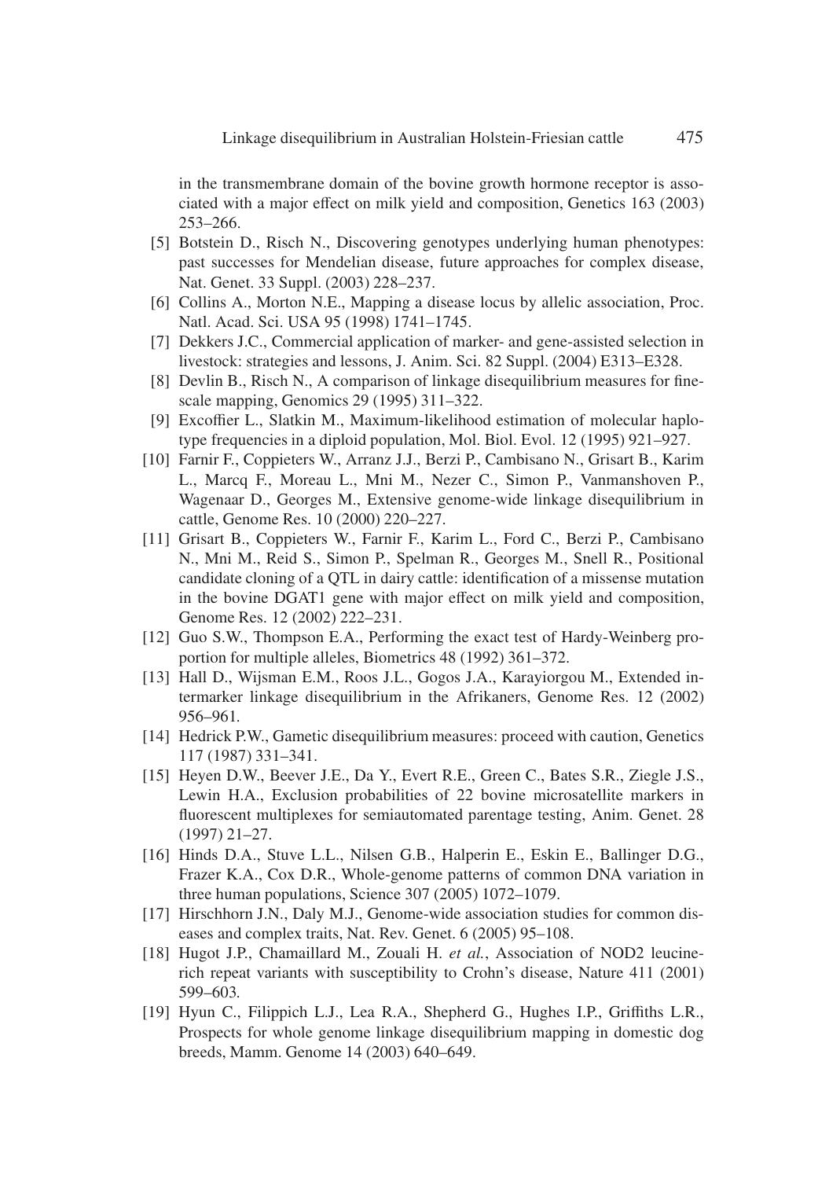in the transmembrane domain of the bovine growth hormone receptor is associated with a major effect on milk yield and composition, Genetics 163 (2003) 253–266.

[5] Botstein D., Risch N., Discovering genotypes underlying human phenotypes: past successes for Mendelian disease, future approaches for complex disease, Nat. Genet. 33 Suppl. (2003) 228–237.

[6] Collins A., Morton N.E., Mapping a disease locus by allelic association, Proc. Natl. Acad. Sci. USA 95 (1998) 1741–1745.

[7] Dekkers J.C., Commercial application of marker- and gene-assisted selection in livestock: strategies and lessons, J. Anim. Sci. 82 Suppl. (2004) E313–E328.

[8] Devlin B., Risch N., A comparison of linkage disequilibrium measures for fine-scale mapping, Genomics 29 (1995) 311–322.

[9] Excoffier L., Slatkin M., Maximum-likelihood estimation of molecular haplotype frequencies in a diploid population, Mol. Biol. Evol. 12 (1995) 921–927.

[10] Farnir F., Coppieters W., Arranz J.J., Berzi P., Cambisano N., Grisart B., Karim L., Marcq F., Moreau L., Mni M., Nezer C., Simon P., Vanmanshoven P., Wagenaar D., Georges M., Extensive genome-wide linkage disequilibrium in cattle, Genome Res. 10 (2000) 220–227.

[11] Grisart B., Coppieters W., Farnir F., Karim L., Ford C., Berzi P., Cambisano N., Mni M., Reid S., Simon P., Spelman R., Georges M., Snell R., Positional candidate cloning of a QTL in dairy cattle: identification of a missense mutation in the bovine DGAT1 gene with major effect on milk yield and composition, Genome Res. 12 (2002) 222–231.

[12] Guo S.W., Thompson E.A., Performing the exact test of Hardy-Weinberg proportion for multiple alleles, Biometrics 48 (1992) 361–372.

[13] Hall D., Wijsman E.M., Roos J.L., Gogos J.A., Karayiorgou M., Extended intermarker linkage disequilibrium in the Afrikaners, Genome Res. 12 (2002) 956–961.

[14] Hedrick P.W., Gametic disequilibrium measures: proceed with caution, Genetics 117 (1987) 331–341.

[15] Heyen D.W., Beever J.E., Da Y., Evert R.E., Green C., Bates S.R., Ziegle J.S., Lewin H.A., Exclusion probabilities of 22 bovine microsatellite markers in fluorescent multiplexes for semiautomated parentage testing, Anim. Genet. 28 (1997) 21–27.

[16] Hinds D.A., Stuve L.L., Nilsen G.B., Halperin E., Eskin E., Ballinger D.G., Frazer K.A., Cox D.R., Whole-genome patterns of common DNA variation in three human populations, Science 307 (2005) 1072–1079.

[17] Hirschhorn J.N., Daly M.J., Genome-wide association studies for common diseases and complex traits, Nat. Rev. Genet. 6 (2005) 95–108.

[18] Hugot J.P., Chamaillard M., Zouali H. *et al.*, Association of NOD2 leucine-rich repeat variants with susceptibility to Crohn's disease, Nature 411 (2001) 599–603.

[19] Hyun C., Filippich L.J., Lea R.A., Shepherd G., Hughes I.P., Griffiths L.R., Prospects for whole genome linkage disequilibrium mapping in domestic dog breeds, Mamm. Genome 14 (2003) 640–649.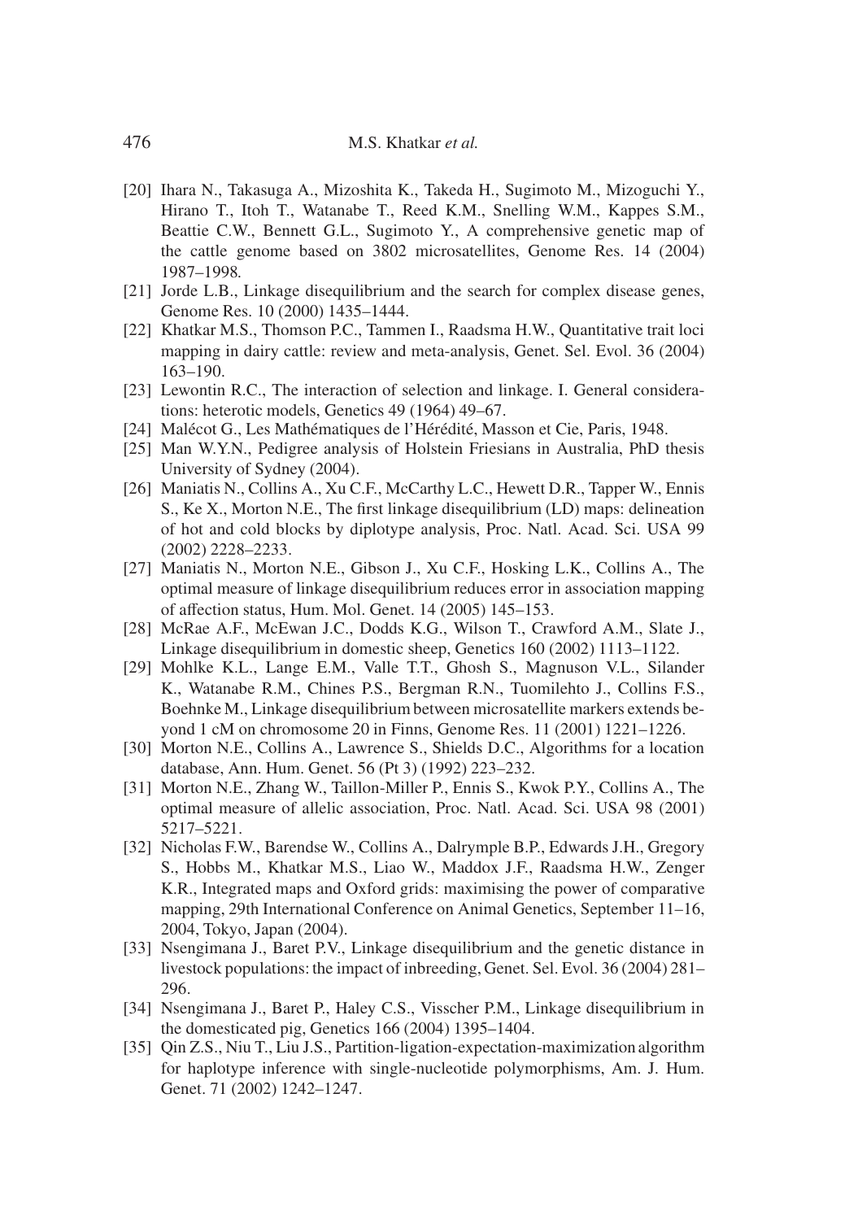[20] Ihara N., Takasuga A., Mizoshita K., Takeda H., Sugimoto M., Mizoguchi Y., Hirano T., Itoh T., Watanabe T., Reed K.M., Snelling W.M., Kappes S.M., Beattie C.W., Bennett G.L., Sugimoto Y., A comprehensive genetic map of the cattle genome based on 3802 microsatellites, Genome Res. 14 (2004) 1987–1998.

[21] Jorde L.B., Linkage disequilibrium and the search for complex disease genes, Genome Res. 10 (2000) 1435–1444.

[22] Khatkar M.S., Thomson P.C., Tammen I., Raadsma H.W., Quantitative trait loci mapping in dairy cattle: review and meta-analysis, Genet. Sel. Evol. 36 (2004) 163–190.

[23] Lewontin R.C., The interaction of selection and linkage. I. General considerations: heterotic models, Genetics 49 (1964) 49–67.

[24] Malécot G., Les Mathématiques de l'Hérédité, Masson et Cie, Paris, 1948.

[25] Man W.Y.N., Pedigree analysis of Holstein Friesians in Australia, PhD thesis University of Sydney (2004).

[26] Maniatis N., Collins A., Xu C.F., McCarthy L.C., Hewett D.R., Tapper W., Ennis S., Ke X., Morton N.E., The first linkage disequilibrium (LD) maps: delineation of hot and cold blocks by diplotype analysis, Proc. Natl. Acad. Sci. USA 99 (2002) 2228–2233.

[27] Maniatis N., Morton N.E., Gibson J., Xu C.F., Hosking L.K., Collins A., The optimal measure of linkage disequilibrium reduces error in association mapping of affection status, Hum. Mol. Genet. 14 (2005) 145–153.

[28] McRae A.F., McEwan J.C., Dodds K.G., Wilson T., Crawford A.M., Slate J., Linkage disequilibrium in domestic sheep, Genetics 160 (2002) 1113–1122.

[29] Mohlke K.L., Lange E.M., Valle T.T., Ghosh S., Magnuson V.L., Silander K., Watanabe R.M., Chines P.S., Bergman R.N., Tuomilehto J., Collins F.S., Boehnke M., Linkage disequilibrium between microsatellite markers extends beyond 1 cM on chromosome 20 in Finns, Genome Res. 11 (2001) 1221–1226.

[30] Morton N.E., Collins A., Lawrence S., Shields D.C., Algorithms for a location database, Ann. Hum. Genet. 56 (Pt 3) (1992) 223–232.

[31] Morton N.E., Zhang W., Taillon-Miller P., Ennis S., Kwok P.Y., Collins A., The optimal measure of allelic association, Proc. Natl. Acad. Sci. USA 98 (2001) 5217–5221.

[32] Nicholas F.W., Barendse W., Collins A., Dalrymple B.P., Edwards J.H., Gregory S., Hobbs M., Khatkar M.S., Liao W., Maddox J.F., Raadsma H.W., Zenger K.R., Integrated maps and Oxford grids: maximising the power of comparative mapping, 29th International Conference on Animal Genetics, September 11–16, 2004, Tokyo, Japan (2004).

[33] Nsengimana J., Baret P.V., Linkage disequilibrium and the genetic distance in livestock populations: the impact of inbreeding, Genet. Sel. Evol. 36 (2004) 281–296.

[34] Nsengimana J., Baret P., Haley C.S., Visscher P.M., Linkage disequilibrium in the domesticated pig, Genetics 166 (2004) 1395–1404.

[35] Qin Z.S., Niu T., Liu J.S., Partition-ligation-expectation-maximization algorithm for haplotype inference with single-nucleotide polymorphisms, Am. J. Hum. Genet. 71 (2002) 1242–1247.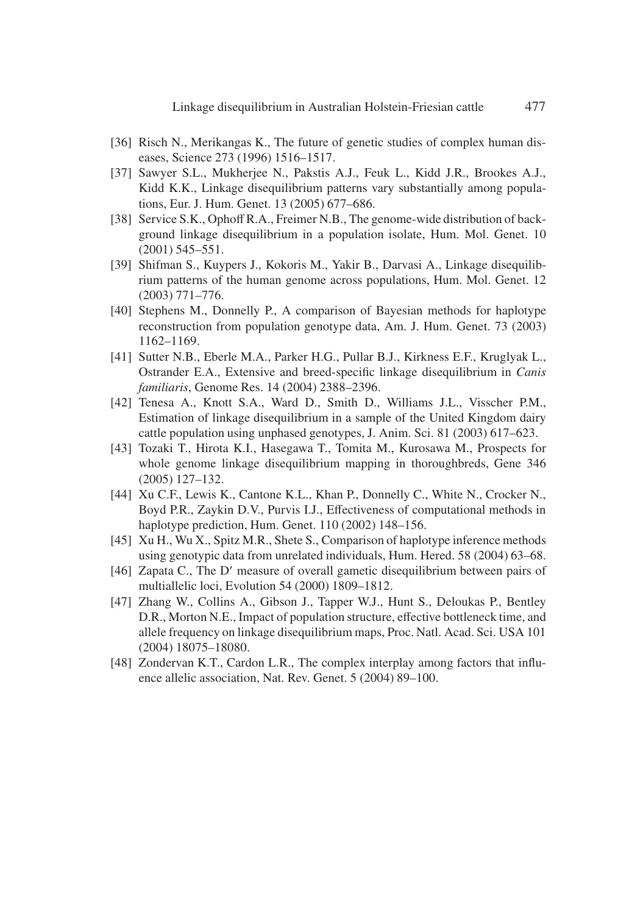[36] Risch N., Merikangas K., The future of genetic studies of complex human diseases, Science 273 (1996) 1516–1517.

[37] Sawyer S.L., Mukherjee N., Pakstis A.J., Feuk L., Kidd J.R., Brookes A.J., Kidd K.K., Linkage disequilibrium patterns vary substantially among populations, Eur. J. Hum. Genet. 13 (2005) 677–686.

[38] Service S.K., Ophoff R.A., Freimer N.B., The genome-wide distribution of background linkage disequilibrium in a population isolate, Hum. Mol. Genet. 10 (2001) 545–551.

[39] Shifman S., Kuypers J., Kokoris M., Yakir B., Darvasi A., Linkage disequilibrium patterns of the human genome across populations, Hum. Mol. Genet. 12 (2003) 771–776.

[40] Stephens M., Donnelly P., A comparison of Bayesian methods for haplotype reconstruction from population genotype data, Am. J. Hum. Genet. 73 (2003) 1162–1169.

[41] Sutter N.B., Eberle M.A., Parker H.G., Pullar B.J., Kirkness E.F., Kruglyak L., Ostrander E.A., Extensive and breed-specific linkage disequilibrium in *Canis familiaris*, Genome Res. 14 (2004) 2388–2396.

[42] Tenesa A., Knott S.A., Ward D., Smith D., Williams J.L., Visscher P.M., Estimation of linkage disequilibrium in a sample of the United Kingdom dairy cattle population using unphased genotypes, J. Anim. Sci. 81 (2003) 617–623.

[43] Tozaki T., Hirota K.I., Hasegawa T., Tomita M., Kurosawa M., Prospects for whole genome linkage disequilibrium mapping in thoroughbreds, Gene 346 (2005) 127–132.

[44] Xu C.F., Lewis K., Cantone K.L., Khan P., Donnelly C., White N., Crocker N., Boyd P.R., Zaykin D.V., Purvis I.J., Effectiveness of computational methods in haplotype prediction, Hum. Genet. 110 (2002) 148–156.

[45] Xu H., Wu X., Spitz M.R., Shete S., Comparison of haplotype inference methods using genotypic data from unrelated individuals, Hum. Hered. 58 (2004) 63–68.

[46] Zapata C., The D′ measure of overall gametic disequilibrium between pairs of multiallelic loci, Evolution 54 (2000) 1809–1812.

[47] Zhang W., Collins A., Gibson J., Tapper W.J., Hunt S., Deloukas P., Bentley D.R., Morton N.E., Impact of population structure, effective bottleneck time, and allele frequency on linkage disequilibrium maps, Proc. Natl. Acad. Sci. USA 101 (2004) 18075–18080.

[48] Zondervan K.T., Cardon L.R., The complex interplay among factors that influence allelic association, Nat. Rev. Genet. 5 (2004) 89–100.